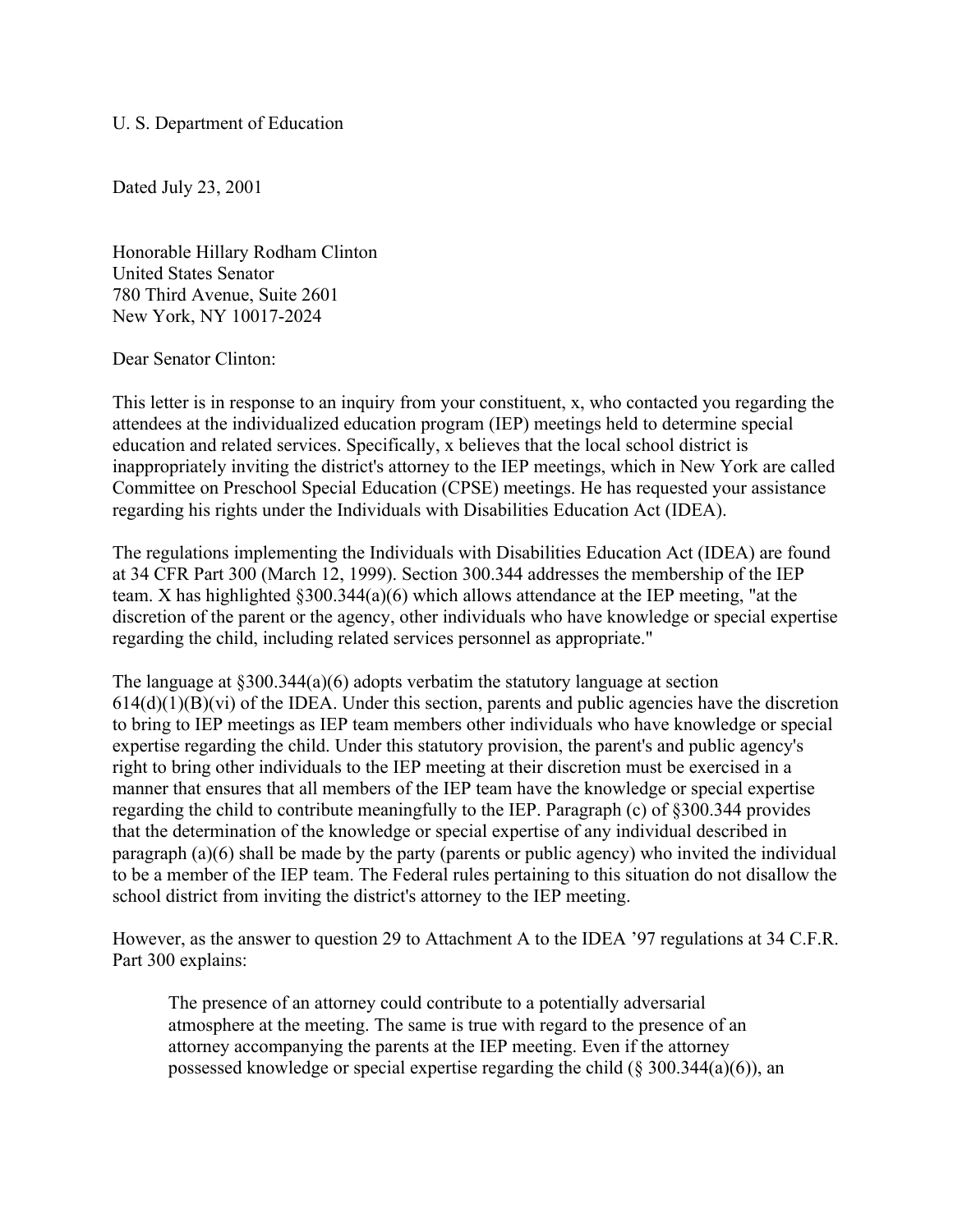U. S. Department of Education

Dated July 23, 2001

Honorable Hillary Rodham Clinton
United States Senator
780 Third Avenue, Suite 2601
New York, NY 10017-2024

Dear Senator Clinton:

This letter is in response to an inquiry from your constituent, x, who contacted you regarding the attendees at the individualized education program (IEP) meetings held to determine special education and related services. Specifically, x believes that the local school district is inappropriately inviting the district's attorney to the IEP meetings, which in New York are called Committee on Preschool Special Education (CPSE) meetings. He has requested your assistance regarding his rights under the Individuals with Disabilities Education Act (IDEA).

The regulations implementing the Individuals with Disabilities Education Act (IDEA) are found at 34 CFR Part 300 (March 12, 1999). Section 300.344 addresses the membership of the IEP team. X has highlighted §300.344(a)(6) which allows attendance at the IEP meeting, "at the discretion of the parent or the agency, other individuals who have knowledge or special expertise regarding the child, including related services personnel as appropriate."

The language at §300.344(a)(6) adopts verbatim the statutory language at section 614(d)(1)(B)(vi) of the IDEA. Under this section, parents and public agencies have the discretion to bring to IEP meetings as IEP team members other individuals who have knowledge or special expertise regarding the child. Under this statutory provision, the parent's and public agency's right to bring other individuals to the IEP meeting at their discretion must be exercised in a manner that ensures that all members of the IEP team have the knowledge or special expertise regarding the child to contribute meaningfully to the IEP. Paragraph (c) of §300.344 provides that the determination of the knowledge or special expertise of any individual described in paragraph (a)(6) shall be made by the party (parents or public agency) who invited the individual to be a member of the IEP team. The Federal rules pertaining to this situation do not disallow the school district from inviting the district's attorney to the IEP meeting.

However, as the answer to question 29 to Attachment A to the IDEA '97 regulations at 34 C.F.R. Part 300 explains:

> The presence of an attorney could contribute to a potentially adversarial atmosphere at the meeting. The same is true with regard to the presence of an attorney accompanying the parents at the IEP meeting. Even if the attorney possessed knowledge or special expertise regarding the child (§ 300.344(a)(6)), an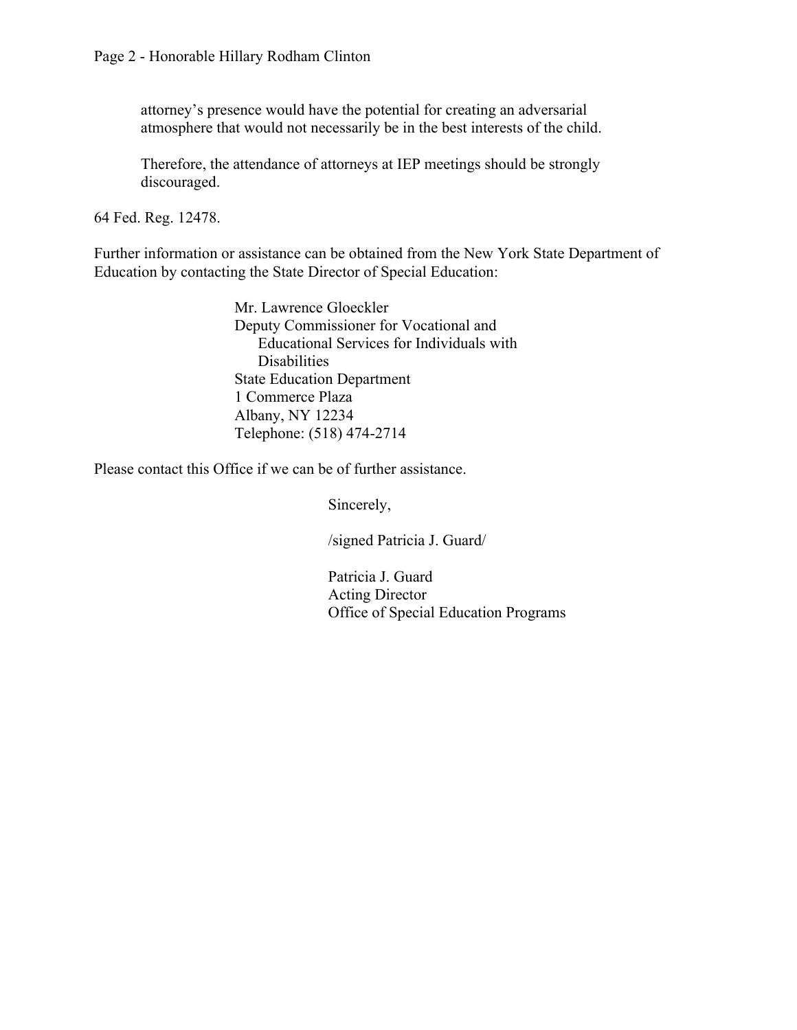> attorney's presence would have the potential for creating an adversarial atmosphere that would not necessarily be in the best interests of the child.
>
> Therefore, the attendance of attorneys at IEP meetings should be strongly discouraged.

64 Fed. Reg. 12478.

Further information or assistance can be obtained from the New York State Department of Education by contacting the State Director of Special Education:

Mr. Lawrence Gloeckler
Deputy Commissioner for Vocational and Educational Services for Individuals with Disabilities
State Education Department
1 Commerce Plaza
Albany, NY 12234
Telephone: (518) 474-2714

Please contact this Office if we can be of further assistance.

Sincerely,

/signed Patricia J. Guard/

Patricia J. Guard
Acting Director
Office of Special Education Programs